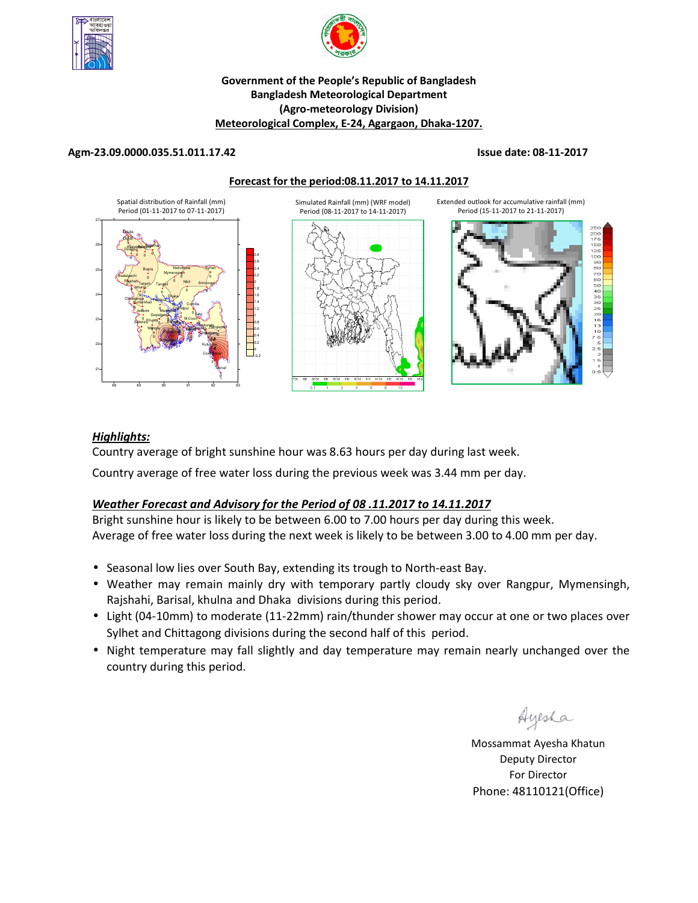**Government of the People's Republic of Bangladesh**
**Bangladesh Meteorological Department**
**(Agro-meteorology Division)**
**Meteorological Complex, E-24, Agargaon, Dhaka-1207.**

**Agm-23.09.0000.035.51.011.17.42** **Issue date: 08-11-2017**

**Forecast for the period:08.11.2017 to 14.11.2017**

Spatial distribution of Rainfall (mm) Period (01-11-2017 to 07-11-2017)

Simulated Rainfall (mm) (WRF model) Period (08-11-2017 to 14-11-2017)

Extended outlook for accumulative rainfall (mm) Period (15-11-2017 to 21-11-2017)

## *Highlights:*

Country average of bright sunshine hour was 8.63 hours per day during last week.

Country average of free water loss during the previous week was 3.44 mm per day.

## *Weather Forecast and Advisory for the Period of 08 .11.2017 to 14.11.2017*

Bright sunshine hour is likely to be between 6.00 to 7.00 hours per day during this week.
Average of free water loss during the next week is likely to be between 3.00 to 4.00 mm per day.

- Seasonal low lies over South Bay, extending its trough to North-east Bay.
- Weather may remain mainly dry with temporary partly cloudy sky over Rangpur, Mymensingh, Rajshahi, Barisal, khulna and Dhaka divisions during this period.
- Light (04-10mm) to moderate (11-22mm) rain/thunder shower may occur at one or two places over Sylhet and Chittagong divisions during the second half of this period.
- Night temperature may fall slightly and day temperature may remain nearly unchanged over the country during this period.

Mossammat Ayesha Khatun
Deputy Director
For Director
Phone: 48110121(Office)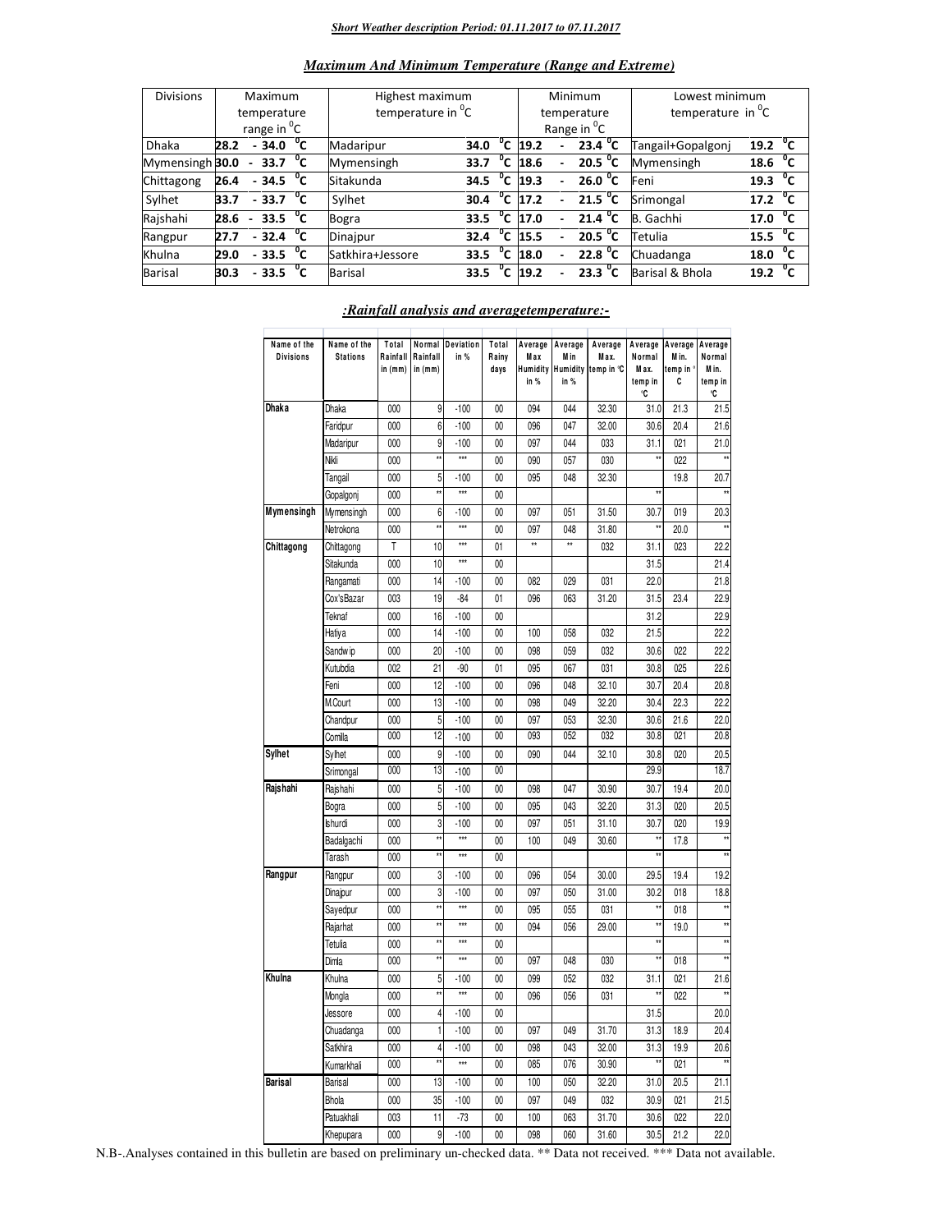***Short Weather description Period: 01.11.2017 to 07.11.2017***

## *Maximum And Minimum Temperature (Range and Extreme)*

| Divisions | Maximum temperature range in $^0$C | Highest maximum temperature in $^0$C | | Minimum temperature Range in $^0$C | Lowest minimum temperature in $^0$C | |
|---|---|---|---|---|---|---|
| Dhaka | 28.2 - 34.0 $^0$C | Madaripur | 34.0 $^0$C | 19.2 - 23.4 $^0$C | Tangail+Gopalgonj | 19.2 $^0$C |
| Mymensingh | 30.0 - 33.7 $^0$C | Mymensingh | 33.7 $^0$C | 18.6 - 20.5 $^0$C | Mymensingh | 18.6 $^0$C |
| Chittagong | 26.4 - 34.5 $^0$C | Sitakunda | 34.5 $^0$C | 19.3 - 26.0 $^0$C | Feni | 19.3 $^0$C |
| Sylhet | 33.7 - 33.7 $^0$C | Sylhet | 30.4 $^0$C | 17.2 - 21.5 $^0$C | Srimongal | 17.2 $^0$C |
| Rajshahi | 28.6 - 33.5 $^0$C | Bogra | 33.5 $^0$C | 17.0 - 21.4 $^0$C | B. Gachhi | 17.0 $^0$C |
| Rangpur | 27.7 - 32.4 $^0$C | Dinajpur | 32.4 $^0$C | 15.5 - 20.5 $^0$C | Tetulia | 15.5 $^0$C |
| Khulna | 29.0 - 33.5 $^0$C | Satkhira+Jessore | 33.5 $^0$C | 18.0 - 22.8 $^0$C | Chuadanga | 18.0 $^0$C |
| Barisal | 30.3 - 33.5 $^0$C | Barisal | 33.5 $^0$C | 19.2 - 23.3 $^0$C | Barisal & Bhola | 19.2 $^0$C |

## *:Rainfall analysis and averagetemperature:-*

| Name of the Divisions | Name of the Stations | Total Rainfall in (mm) | Normal Rainfall in (mm) | Deviation in % | Total Rainy days | Average Max Humidity in % | Average Min Humidity in % | Average Max. temp in ℃ | Average Normal Max. temp in ℃ | Average Min. temp in ° C | Average Normal Min. temp in ℃ |
|---|---|---|---|---|---|---|---|---|---|---|---|
| **Dhaka** | Dhaka | 000 | 9 | -100 | 00 | 094 | 044 | 32.30 | 31.0 | 21.3 | 21.5 |
| | Faridpur | 000 | 6 | -100 | 00 | 096 | 047 | 32.00 | 30.6 | 20.4 | 21.6 |
| | Madaripur | 000 | 9 | -100 | 00 | 097 | 044 | 033 | 31.1 | 021 | 21.0 |
| | Nikli | 000 | ** | *** | 00 | 090 | 057 | 030 | ** | 022 | ** |
| | Tangail | 000 | 5 | -100 | 00 | 095 | 048 | 32.30 | | 19.8 | 20.7 |
| | Gopalgonj | 000 | ** | *** | 00 | | | | ** | | ** |
| **Mymensingh** | Mymensingh | 000 | 6 | -100 | 00 | 097 | 051 | 31.50 | 30.7 | 019 | 20.3 |
| | Netrokona | 000 | ** | *** | 00 | 097 | 048 | 31.80 | ** | 20.0 | ** |
| **Chittagong** | Chittagong | T | 10 | *** | 01 | ** | ** | 032 | 31.1 | 023 | 22.2 |
| | Sitakunda | 000 | 10 | *** | 00 | | | | 31.5 | | 21.4 |
| | Rangamati | 000 | 14 | -100 | 00 | 082 | 029 | 031 | 22.0 | | 21.8 |
| | Cox'sBazar | 003 | 19 | -84 | 01 | 096 | 063 | 31.20 | 31.5 | 23.4 | 22.9 |
| | Teknaf | 000 | 16 | -100 | 00 | | | | 31.2 | | 22.9 |
| | Hatiya | 000 | 14 | -100 | 00 | 100 | 058 | 032 | 21.5 | | 22.2 |
| | Sandwip | 000 | 20 | -100 | 00 | 098 | 059 | 032 | 30.6 | 022 | 22.2 |
| | Kutubdia | 002 | 21 | -90 | 01 | 095 | 067 | 031 | 30.8 | 025 | 22.6 |
| | Feni | 000 | 12 | -100 | 00 | 096 | 048 | 32.10 | 30.7 | 20.4 | 20.8 |
| | M.Court | 000 | 13 | -100 | 00 | 098 | 049 | 32.20 | 30.4 | 22.3 | 22.2 |
| | Chandpur | 000 | 5 | -100 | 00 | 097 | 053 | 32.30 | 30.6 | 21.6 | 22.0 |
| | Comilla | 000 | 12 | -100 | 00 | 093 | 052 | 032 | 30.8 | 021 | 20.8 |
| **Sylhet** | Sylhet | 000 | 9 | -100 | 00 | 090 | 044 | 32.10 | 30.8 | 020 | 20.5 |
| | Srimongal | 000 | 13 | -100 | 00 | | | | 29.9 | | 18.7 |
| **Rajshahi** | Rajshahi | 000 | 5 | -100 | 00 | 098 | 047 | 30.90 | 30.7 | 19.4 | 20.0 |
| | Bogra | 000 | 5 | -100 | 00 | 095 | 043 | 32.20 | 31.3 | 020 | 20.5 |
| | Ishurdi | 000 | 3 | -100 | 00 | 097 | 051 | 31.10 | 30.7 | 020 | 19.9 |
| | Badalgachi | 000 | ** | *** | 00 | 100 | 049 | 30.60 | ** | 17.8 | ** |
| | Tarash | 000 | ** | *** | 00 | | | | ** | | ** |
| **Rangpur** | Rangpur | 000 | 3 | -100 | 00 | 096 | 054 | 30.00 | 29.5 | 19.4 | 19.2 |
| | Dinajpur | 000 | 3 | -100 | 00 | 097 | 050 | 31.00 | 30.2 | 018 | 18.8 |
| | Sayedpur | 000 | ** | *** | 00 | 095 | 055 | 031 | ** | 018 | ** |
| | Rajarhat | 000 | ** | *** | 00 | 094 | 056 | 29.00 | ** | 19.0 | ** |
| | Tetulia | 000 | ** | *** | 00 | | | | ** | | ** |
| | Dimla | 000 | ** | *** | 00 | 097 | 048 | 030 | ** | 018 | ** |
| **Khulna** | Khulna | 000 | 5 | -100 | 00 | 099 | 052 | 032 | 31.1 | 021 | 21.6 |
| | Mongla | 000 | ** | *** | 00 | 096 | 056 | 031 | ** | 022 | ** |
| | Jessore | 000 | 4 | -100 | 00 | | | | 31.5 | | 20.0 |
| | Chuadanga | 000 | 1 | -100 | 00 | 097 | 049 | 31.70 | 31.3 | 18.9 | 20.4 |
| | Satkhira | 000 | 4 | -100 | 00 | 098 | 043 | 32.00 | 31.3 | 19.9 | 20.6 |
| | Kumarkhali | 000 | ** | *** | 00 | 085 | 076 | 30.90 | ** | 021 | ** |
| **Barisal** | Barisal | 000 | 13 | -100 | 00 | 100 | 050 | 32.20 | 31.0 | 20.5 | 21.1 |
| | Bhola | 000 | 35 | -100 | 00 | 097 | 049 | 032 | 30.9 | 021 | 21.5 |
| | Patuakhali | 003 | 11 | -73 | 00 | 100 | 063 | 31.70 | 30.6 | 022 | 22.0 |
| | Khepupara | 000 | 9 | -100 | 00 | 098 | 060 | 31.60 | 30.5 | 21.2 | 22.0 |

N.B-.Analyses contained in this bulletin are based on preliminary un-checked data. ** Data not received. *** Data not available.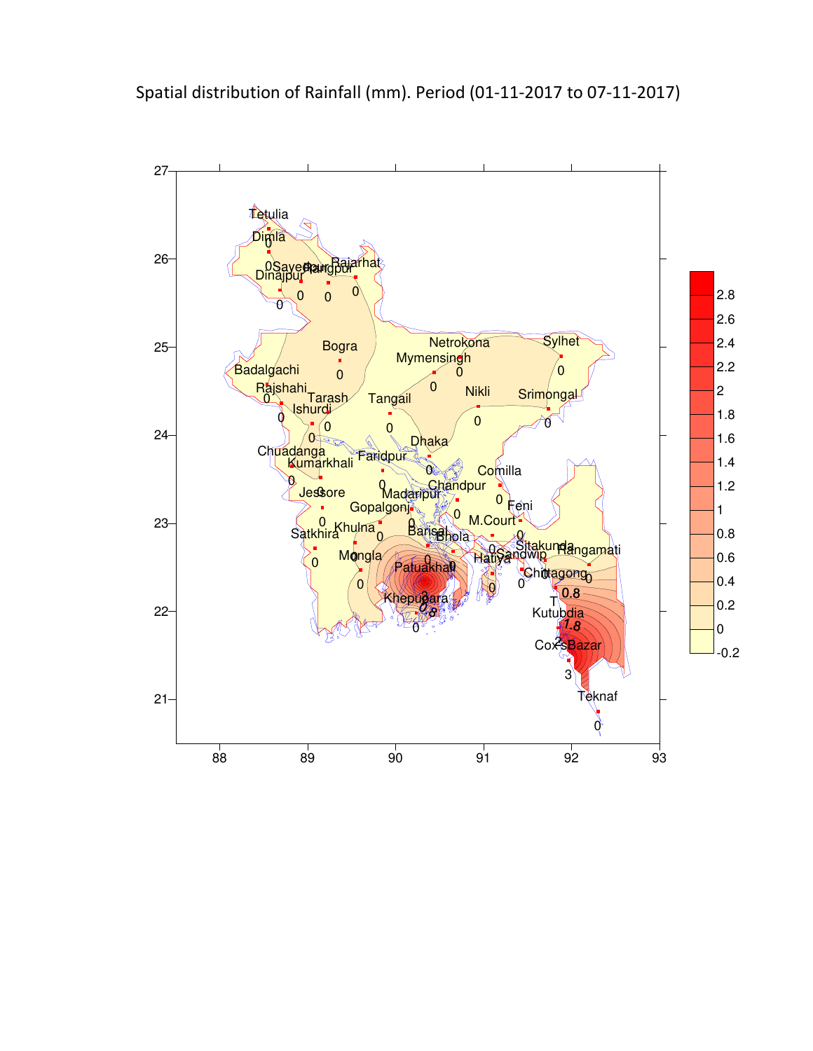Spatial distribution of Rainfall (mm). Period (01-11-2017 to 07-11-2017)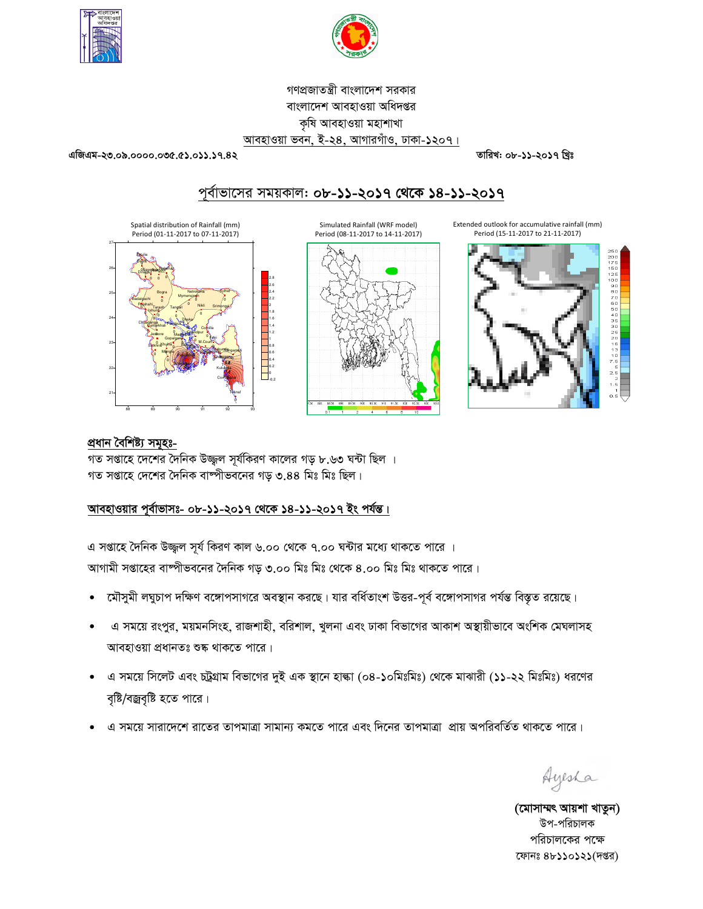গণপ্রজাতন্ত্রী বাংলাদেশ সরকার
বাংলাদেশ আবহাওয়া অধিদপ্তর
কৃষি আবহাওয়া মহাশাখা
আবহাওয়া ভবন, ই-২৪, আগারগাঁও, ঢাকা-১২০৭।

এজিএম-২৩.০৯.০০০০.০৩৫.৫১.০১১.১৭.৪২ তারিখ: ০৮-১১-২০১৭ খ্রিঃ

## পূর্বাভাসের সময়কাল: ০৮-১১-২০১৭ থেকে ১৪-১১-২০১৭

Spatial distribution of Rainfall (mm) Period (01-11-2017 to 07-11-2017)

Simulated Rainfall (WRF model) Period (08-11-2017 to 14-11-2017)

Extended outlook for accumulative rainfall (mm) Period (15-11-2017 to 21-11-2017)

**প্রধান বৈশিষ্ট্য সমূহঃ-**

গত সপ্তাহে দেশের দৈনিক উজ্জ্বল সূর্যকিরণ কালের গড় ৮.৬৩ ঘন্টা ছিল ।
গত সপ্তাহে দেশের দৈনিক বাষ্পীভবনের গড় ৩.৪৪ মিঃ মিঃ ছিল।

**আবহাওয়ার পূর্বাভাসঃ- ০৮-১১-২০১৭ থেকে ১৪-১১-২০১৭ ইং পর্যন্ত।**

এ সপ্তাহে দৈনিক উজ্জ্বল সূর্য কিরণ কাল ৬.০০ থেকে ৭.০০ ঘন্টার মধ্যে থাকতে পারে ।
আগামী সপ্তাহের বাষ্পীভবনের দৈনিক গড় ৩.০০ মিঃ মিঃ থেকে ৪.০০ মিঃ মিঃ থাকতে পারে।

- মৌসুমী লঘুচাপ দক্ষিণ বঙ্গোপসাগরে অবস্থান করছে। যার বর্ধিতাংশ উত্তর-পূর্ব বঙ্গোপসাগর পর্যন্ত বিস্তৃত রয়েছে।
- এ সময়ে রংপুর, ময়মনসিংহ, রাজশাহী, বরিশাল, খুলনা এবং ঢাকা বিভাগের আকাশ অস্থায়ীভাবে অংশিক মেঘলাসহ আবহাওয়া প্রধানতঃ শুষ্ক থাকতে পারে।
- এ সময়ে সিলেট এবং চট্রগ্রাম বিভাগের দুই এক স্থানে হাল্কা (০৪-১০মিঃমিঃ) থেকে মাঝারী (১১-২২ মিঃমিঃ) ধরণের বৃষ্টি/বজ্রবৃষ্টি হতে পারে।
- এ সময়ে সারাদেশে রাতের তাপমাত্রা সামান্য কমতে পারে এবং দিনের তাপমাত্রা প্রায় অপরিবর্তিত থাকতে পারে।

Ayesha

**(মোসাম্মৎ আয়শা খাতুন)**
উপ-পরিচালক
পরিচালকের পক্ষে
ফোনঃ ৪৮১১০১২১(দপ্তর)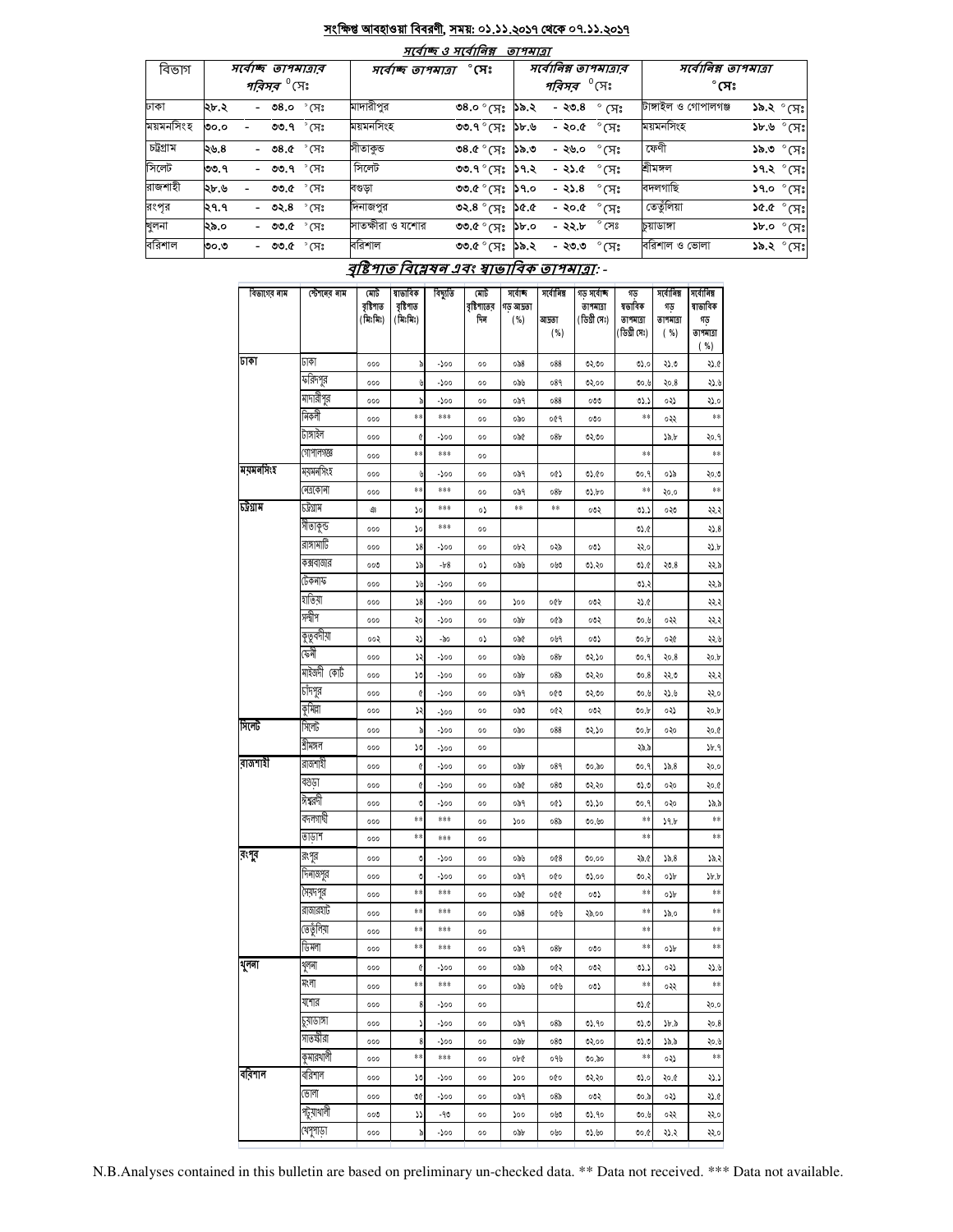## সংক্ষিপ্ত আবহাওয়া বিবরণী, সময়: ০১.১১.২০১৭ থেকে ০৭.১১.২০১৭

### সর্বোচ্চ ও সর্বোনিম্ন তাপমাত্রা

| বিভাগ | সর্বোচ্চ তাপমাত্রার পরিসর °সেঃ | সর্বোচ্চ তাপমাত্রা °সেঃ | | সর্বোনিম্ন তাপমাত্রার পরিসর °সেঃ | সর্বোনিম্ন তাপমাত্রা °সেঃ | |
|---|---|---|---|---|---|---|
| ঢাকা | ২৮.২ - ৩৪.০ °সেঃ | মাদারীপুর | ৩৪.০ °সেঃ | ১৯.২ - ২৩.৪ °সেঃ | টাঙ্গাইল ও গোপালগঞ্জ | ১৯.২ °সেঃ |
| ময়মনসিংহ | ৩০.০ - ৩৩.৭ °সেঃ | ময়মনসিংহ | ৩৩.৭ °সেঃ | ১৮.৬ - ২০.৫ °সেঃ | ময়মনসিংহ | ১৮.৬ °সেঃ |
| চট্টগ্রাম | ২৬.৪ - ৩৪.৫ °সেঃ | সীতাকুন্ড | ৩৪.৫ °সেঃ | ১৯.৩ - ২৬.০ °সেঃ | ফেণী | ১৯.৩ °সেঃ |
| সিলেট | ৩৩.৭ - ৩৩.৭ °সেঃ | সিলেট | ৩৩.৭ °সেঃ | ১৭.২ - ২১.৫ °সেঃ | শ্রীমঙ্গল | ১৭.২ °সেঃ |
| রাজশাহী | ২৮.৬ - ৩৩.৫ °সেঃ | বগুড়া | ৩৩.৫ °সেঃ | ১৭.০ - ২১.৪ °সেঃ | বদলগাছি | ১৭.০ °সেঃ |
| রংপুর | ২৭.৭ - ৩২.৪ °সেঃ | দিনাজপুর | ৩২.৪ °সেঃ | ১৫.৫ - ২০.৫ °সেঃ | তেতুঁলিয়া | ১৫.৫ °সেঃ |
| খুলনা | ২৯.০ - ৩৩.৫ °সেঃ | সাতক্ষীরা ও যশোর | ৩৩.৫ °সেঃ | ১৮.০ - ২২.৮ °সেঃ | চুয়াডাঙ্গা | ১৮.০ °সেঃ |
| বরিশাল | ৩০.৩ - ৩৩.৫ °সেঃ | বরিশাল | ৩৩.৫ °সেঃ | ১৯.২ - ২৩.৩ °সেঃ | বরিশাল ও ভোলা | ১৯.২ °সেঃ |

### বৃষ্টিপাত বিশ্লেষন এবং স্বাভাবিক তাপমাত্রা: -

| বিভাগের নাম | স্টেশনের নাম | মোট বৃষ্টিপাত (মিঃমিঃ) | স্বাভাবিক বৃষ্টিপাত (মিঃমিঃ) | বিচ্যুতি | মোট বৃষ্টিপাতের দিন | সর্বোচ্চ গড় আদ্রতা (%) | সর্বোনিম্ন আদ্রতা (%) | গড় সর্বোচ্চ তাপমাত্রা (ডিগ্রী সেঃ) | গড় স্বাভাবিক তাপমাত্রা (ডিগ্রী সেঃ) | সর্বোনিম্ন গড় তাপমাত্রা (%) | সর্বোনিম্ন স্বাভাবিক গড় তাপমাত্রা (%) |
|---|---|---|---|---|---|---|---|---|---|---|---|
| ঢাকা | ঢাকা | ০০০ | ৯ | -১০০ | ০০ | ০৯৪ | ০৪৪ | ৩২.৩০ | ৩১.০ | ২১.৩ | ২১.৫ |
| | ফরিদপুর | ০০০ | ৬ | -১০০ | ০০ | ০৯৬ | ০৪৭ | ৩২.০০ | ৩০.৬ | ২০.৪ | ২১.৬ |
| | মাদারীপুর | ০০০ | ৯ | -১০০ | ০০ | ০৯৭ | ০৪৪ | ০৩৩ | ৩১.১ | ০২১ | ২১.০ |
| | নিকলী | ০০০ | ** | *** | ০০ | ০৯০ | ০৫৭ | ০৩০ | ** | ০২২ | ** |
| | টাঙ্গাইল | ০০০ | ৫ | -১০০ | ০০ | ০৯৫ | ০৪৮ | ৩২.৩০ | | ১৯.৮ | ২০.৭ |
| | গোপালগঞ্জ | ০০০ | ** | *** | ০০ | | | | ** | | ** |
| ময়মনসিংহ | ময়মনসিংহ | ০০০ | ৬ | -১০০ | ০০ | ০৯৭ | ০৫১ | ৩১.৫০ | ৩০.৭ | ০১৯ | ২০.৩ |
| | নেত্রকোনা | ০০০ | ** | *** | ০০ | ০৯৭ | ০৪৮ | ৩১.৮০ | ** | ২০.০ | ** |
| চট্টগ্রাম | চট্টগ্রাম | ঞ | ১০ | *** | ০১ | ** | ** | ০৩২ | ৩১.১ | ০২৩ | ২২.২ |
| | সীতাকুন্ড | ০০০ | ১০ | *** | ০০ | | | | ৩১.৫ | | ২১.৪ |
| | রাঙ্গামাটি | ০০০ | ১৪ | -১০০ | ০০ | ০৮২ | ০২৯ | ০৩১ | ২২.০ | | ২১.৮ |
| | কক্সবাজার | ০০৩ | ১৯ | -৮৪ | ০১ | ০৯৬ | ০৬৩ | ৩১.২০ | ৩১.৫ | ২৩.৪ | ২২.৯ |
| | টেকনাফ | ০০০ | ১৬ | -১০০ | ০০ | | | | ৩১.২ | | ২২.৯ |
| | হাতিয়া | ০০০ | ১৪ | -১০০ | ০০ | ১০০ | ০৫৮ | ০৩২ | ২১.৫ | | ২২.২ |
| | সন্দ্বীপ | ০০০ | ২০ | -১০০ | ০০ | ০৯৮ | ০৫৯ | ০৩২ | ৩০.৬ | ০২২ | ২২.২ |
| | কুতুবদীয়া | ০০২ | ২১ | -৯০ | ০১ | ০৯৫ | ০৬৭ | ০৩১ | ৩০.৮ | ০২৫ | ২২.৬ |
| | ফেনী | ০০০ | ১২ | -১০০ | ০০ | ০৯৬ | ০৪৮ | ৩২.১০ | ৩০.৭ | ২০.৪ | ২০.৮ |
| | মাইজদী কোর্ট | ০০০ | ১৩ | -১০০ | ০০ | ০৯৮ | ০৪৯ | ৩২.২০ | ৩০.৪ | ২২.৩ | ২২.২ |
| | চাঁদপুর | ০০০ | ৫ | -১০০ | ০০ | ০৯৭ | ০৫৩ | ৩২.৩০ | ৩০.৬ | ২১.৬ | ২২.০ |
| | কুমিল্লা | ০০০ | ১২ | -১০০ | ০০ | ০৯৩ | ০৫২ | ০৩২ | ৩০.৮ | ০২১ | ২০.৮ |
| সিলেট | সিলেট | ০০০ | ৯ | -১০০ | ০০ | ০৯০ | ০৪৪ | ৩২.১০ | ৩০.৮ | ০২০ | ২০.৫ |
| | শ্রীমঙ্গল | ০০০ | ১৩ | -১০০ | ০০ | | | | ২৯.৯ | | ১৮.৭ |
| রাজশাহী | রাজশাহী | ০০০ | ৫ | -১০০ | ০০ | ০৯৮ | ০৪৭ | ৩০.৯০ | ৩০.৭ | ১৯.৪ | ২০.০ |
| | বগুড়া | ০০০ | ৫ | -১০০ | ০০ | ০৯৫ | ০৪৩ | ৩২.২০ | ৩১.৩ | ০২০ | ২০.৫ |
| | ঈশ্বরদী | ০০০ | ৩ | -১০০ | ০০ | ০৯৭ | ০৫১ | ৩১.১০ | ৩০.৭ | ০২০ | ১৯.৯ |
| | বদলগাছী | ০০০ | ** | *** | ০০ | ১০০ | ০৪৯ | ৩০.৬০ | ** | ১৭.৮ | ** |
| | তাড়াশ | ০০০ | ** | *** | ০০ | | | | ** | | ** |
| রংপুর | রংপুর | ০০০ | ৩ | -১০০ | ০০ | ০৯৬ | ০৫৪ | ৩০.০০ | ২৯.৫ | ১৯.৪ | ১৯.২ |
| | দিনাজপুর | ০০০ | ৩ | -১০০ | ০০ | ০৯৭ | ০৫০ | ৩১.০০ | ৩০.২ | ০১৮ | ১৮.৮ |
| | সৈয়দপুর | ০০০ | ** | *** | ০০ | ০৯৫ | ০৫৫ | ০৩১ | ** | ০১৮ | ** |
| | রাজারহাট | ০০০ | ** | *** | ০০ | ০৯৪ | ০৫৬ | ২৯.০০ | ** | ১৯.০ | ** |
| | তেতুঁলিয়া | ০০০ | ** | *** | ০০ | | | | ** | | ** |
| | ডিমলা | ০০০ | ** | *** | ০০ | ০৯৭ | ০৪৮ | ০৩০ | ** | ০১৮ | ** |
| খুলনা | খুলনা | ০০০ | ৫ | -১০০ | ০০ | ০৯৯ | ০৫২ | ০৩২ | ৩১.১ | ০২১ | ২১.৬ |
| | মংলা | ০০০ | ** | *** | ০০ | ০৯৬ | ০৫৬ | ০৩১ | ** | ০২২ | ** |
| | যশোর | ০০০ | ৪ | -১০০ | ০০ | | | | ৩১.৫ | | ২০.০ |
| | চুয়াডাঙ্গা | ০০০ | ১ | -১০০ | ০০ | ০৯৭ | ০৪৯ | ৩১.৭০ | ৩১.৩ | ১৮.৯ | ২০.৪ |
| | সাতক্ষীরা | ০০০ | ৪ | -১০০ | ০০ | ০৯৮ | ০৪৩ | ৩২.০০ | ৩১.৩ | ১৯.৯ | ২০.৬ |
| | কুমারখালী | ০০০ | ** | *** | ০০ | ০৮৫ | ০৭৬ | ৩০.৯০ | ** | ০২১ | ** |
| বরিশাল | বরিশাল | ০০০ | ১৩ | -১০০ | ০০ | ১০০ | ০৫০ | ৩২.২০ | ৩১.০ | ২০.৫ | ২১.১ |
| | ভোলা | ০০০ | ৩৫ | -১০০ | ০০ | ০৯৭ | ০৪৯ | ০৩২ | ৩০.৯ | ০২১ | ২১.৫ |
| | পটুয়াখালী | ০০৩ | ১১ | -৭৩ | ০০ | ১০০ | ০৬৩ | ৩১.৭০ | ৩০.৬ | ০২২ | ২২.০ |
| | খেপুপাড়া | ০০০ | ৯ | -১০০ | ০০ | ০৯৮ | ০৬০ | ৩১.৬০ | ৩০.৫ | ২১.২ | ২২.০ |

N.B.Analyses contained in this bulletin are based on preliminary un-checked data. ** Data not received. *** Data not available.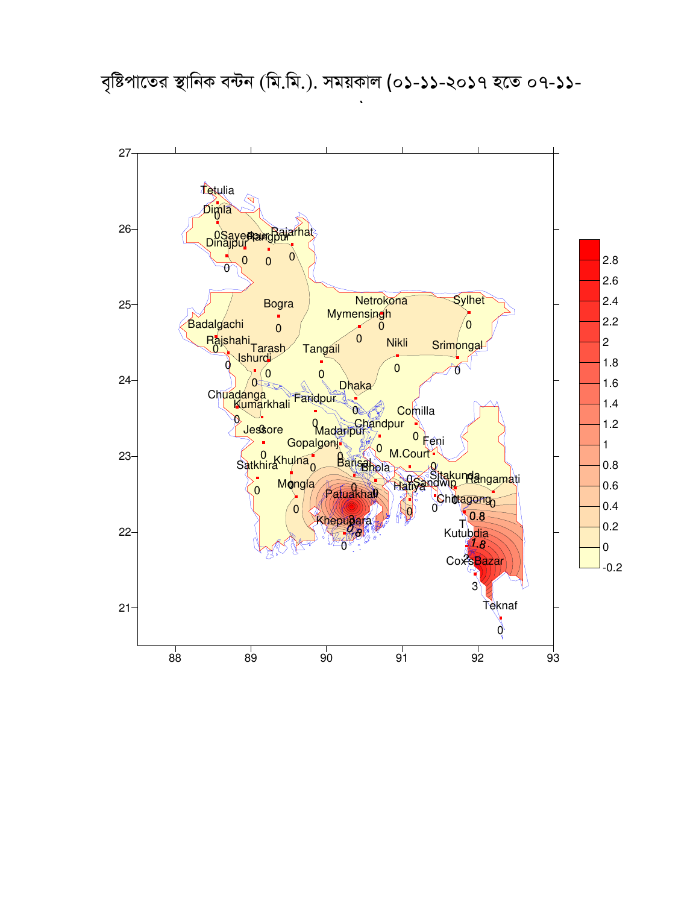বৃষ্টিপাতের স্থানিক বন্টন (মি.মি.). সময়কাল (০১-১১-২০১৭ হতে ০৭-১১-

27
26
25
24
23
22
21

88
89
90
91
92
93

Tetulia
Dimla
0
0
Sayedpur
Rangpur
Rajarhat
Dinajpur
0
0
0
0
Bogra
0
Netrokona
Sylhet
Mymensingh
0
0
Badalgachi
Rajshahi
0
Tarash
Ishurdi
0
0
Tangail
0
Nikli
0
Srimongal
0
0
Dhaka
0
Chuadanga
Kumarkhali
0
Faridpur
0
Comilla
0
Chandpur
Madaripur
0
Feni
0
Jessore
0
Gopalgonj
0
M.Court
0
Satkhira
0
Khulna
0
Barisal
0
Bhola
0
Sitakunda
Rangamati
0
Mongla
0
Patuakhali
0
Hatiya
Sandwip
0
Chittagong
0
0.8
Khepupara
0.8
0
Kutubdia
1.8
Cox'sBazar
3
Teknaf
0

2.8
2.6
2.4
2.2
2
1.8
1.6
1.4
1.2
1
0.8
0.6
0.4
0.2
0
-0.2